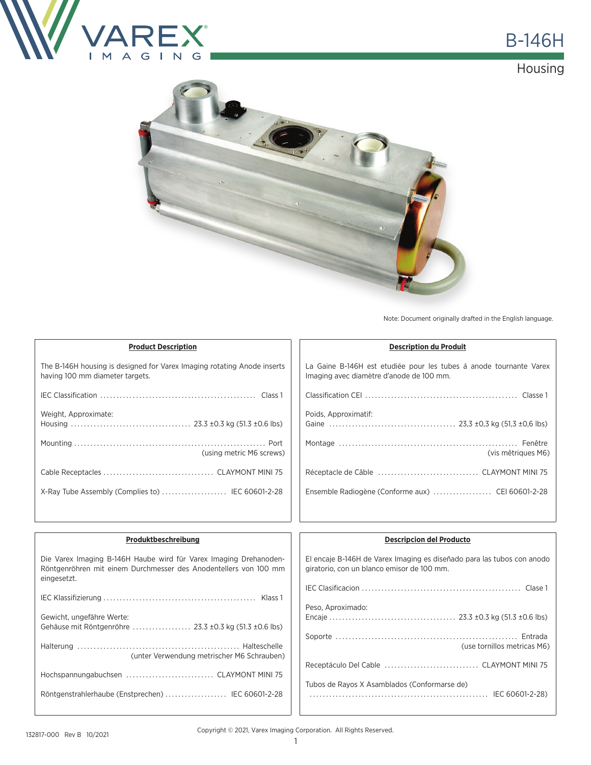# B-146H

## Housing

Note: Document originally drafted in the English language.

### Product Description

The B-146H housing is designed for Varex Imaging rotating Anode inserts having 100 mm diameter targets.

IEC Classification ................................................ Class 1

Weight, Approximate:
Housing ..................................... 23.3 ±0.3 kg (51.3 ±0.6 lbs)

Mounting .......................................................... Port
(using metric M6 screws)

Cable Receptacles .................................. CLAYMONT MINI 75

X-Ray Tube Assembly (Complies to) .................... IEC 60601-2-28

### Description du Produit

La Gaine B-146H est etudiée pour les tubes á anode tournante Varex Imaging avec diamètre d'anode de 100 mm.

Classification CEI ............................................... Classe 1

Poids, Approximatif:
Gaine ....................................... 23,3 ±0,3 kg (51,3 ±0,6 lbs)

Montage ...................................................... Fenêtre
(vis mètriques M6)

Réceptacle de Câble ............................... CLAYMONT MINI 75

Ensemble Radiogène (Conforme aux) .................. CEI 60601-2-28

### Produktbeschreibung

Die Varex Imaging B-146H Haube wird für Varex Imaging Drehanoden-Röntgenröhren mit einem Durchmesser des Anodentellers von 100 mm eingesetzt.

IEC Klassifizierung ............................................... Klass 1

Gewicht, ungefähre Werte:
Gehäuse mit Röntgenröhre .................. 23.3 ±0.3 kg (51.3 ±0.6 lbs)

Halterung ................................................. Halteschelle
(unter Verwendung metrischer M6 Schrauben)

Hochspannungabuchsen ........................... CLAYMONT MINI 75

Röntgenstrahlerhaube (Enstprechen) ................... IEC 60601-2-28

### Descripcion del Producto

El encaje B-146H de Varex Imaging es diseñado para las tubos con anodo giratorio, con un blanco emisor de 100 mm.

IEC Clasificacion ................................................ Clase 1

Peso, Aproximado:
Encaje ....................................... 23.3 ±0.3 kg (51.3 ±0.6 lbs)

Soporte ....................................................... Entrada
(use tornillos metricas M6)

Receptáculo Del Cable ............................. CLAYMONT MINI 75

Tubos de Rayos X Asamblados (Conformarse de)
...................................................... IEC 60601-2-28)

132817-000 Rev B 10/2021

Copyright © 2021, Varex Imaging Corporation. All Rights Reserved.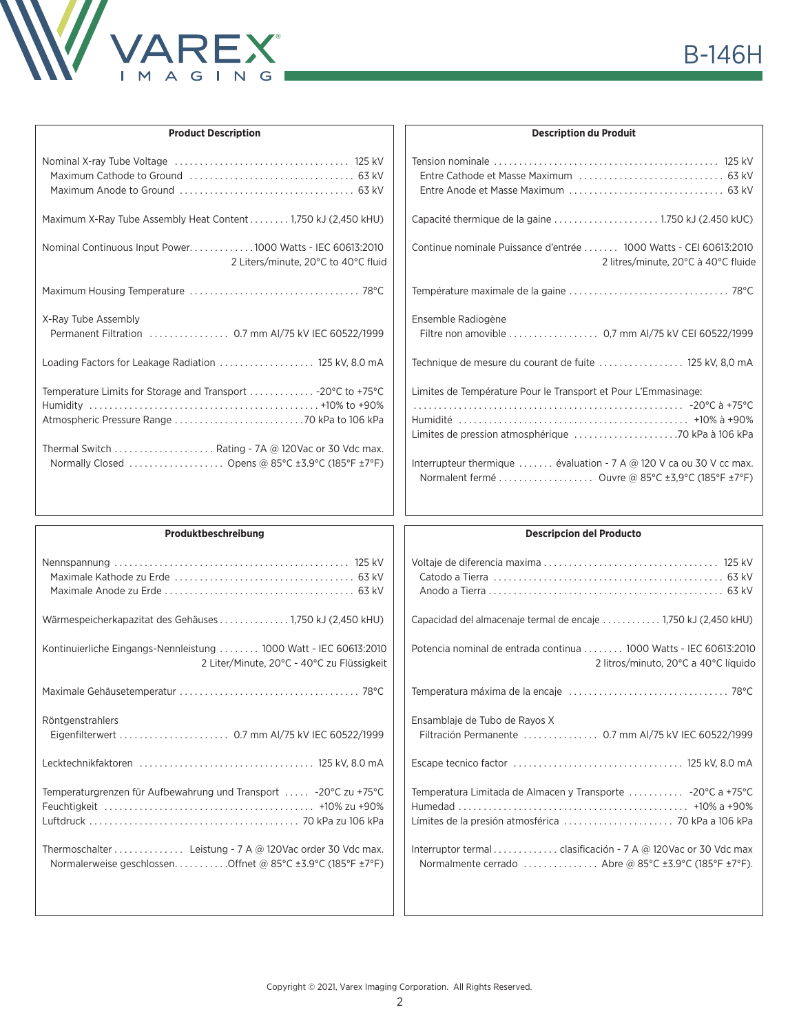## Product Description

Nominal X-ray Tube Voltage .................................. 125 kV
Maximum Cathode to Ground ................................ 63 kV
Maximum Anode to Ground .................................. 63 kV

Maximum X-Ray Tube Assembly Heat Content ........ 1,750 kJ (2,450 kHU)

Nominal Continuous Input Power............. 1000 Watts - IEC 60613:2010
2 Liters/minute, 20°C to 40°C fluid

Maximum Housing Temperature ................................ 78°C

X-Ray Tube Assembly
Permanent Filtration ................ 0.7 mm Al/75 kV IEC 60522/1999

Loading Factors for Leakage Radiation ................... 125 kV, 8.0 mA

Temperature Limits for Storage and Transport ............. -20°C to +75°C
Humidity ............................................ +10% to +90%
Atmospheric Pressure Range .......................... 70 kPa to 106 kPa

Thermal Switch .................... Rating - 7A @ 120Vac or 30 Vdc max.
Normally Closed .................. Opens @ 85°C ±3.9°C (185°F ±7°F)

## Description du Produit

Tension nominale ............................................ 125 kV
Entre Cathode et Masse Maximum ............................. 63 kV
Entre Anode et Masse Maximum ............................... 63 kV

Capacité thermique de la gaine ..................... 1.750 kJ (2.450 kUC)

Continue nominale Puissance d'entrée ....... 1000 Watts - CEI 60613:2010
2 litres/minute, 20°C à 40°C fluide

Température maximale de la gaine ................................ 78°C

Ensemble Radiogène
Filtre non amovible .................. 0,7 mm Al/75 kV CEI 60522/1999

Technique de mesure du courant de fuite ................. 125 kV, 8,0 mA

Limites de Température Pour le Transport et Pour L'Emmasinage:
...................................................... -20°C à +75°C
Humidité ............................................ +10% à +90%
Limites de pression atmosphérique ....................70 kPa à 106 kPa

Interrupteur thermique ....... évaluation - 7 A @ 120 V ca ou 30 V cc max.
Normalent fermé ................... Ouvre @ 85°C ±3,9°C (185°F ±7°F)

## Produktbeschreibung

Nennspannung .............................................. 125 kV
Maximale Kathode zu Erde ................................... 63 kV
Maximale Anode zu Erde ..................................... 63 kV

Wärmespeicherkapazitat des Gehäuses .............. 1,750 kJ (2,450 kHU)

Kontinuierliche Eingangs-Nennleistung ........ 1000 Watt - IEC 60613:2010
2 Liter/Minute, 20°C - 40°C zu Flüssigkeit

Maximale Gehäusetemperatur ................................... 78°C

Röntgenstrahlers
Eigenfilterwert ...................... 0.7 mm Al/75 kV IEC 60522/1999

Lecktechnikfaktoren .................................. 125 kV, 8.0 mA

Temperaturgrenzen für Aufbewahrung und Transport ..... -20°C zu +75°C
Feuchtigkeit ........................................ +10% zu +90%
Luftdruck ......................................... 70 kPa zu 106 kPa

Thermoschalter .............. Leistung - 7 A @ 120Vac order 30 Vdc max.
Normalerweise geschlossen...........Offnet @ 85°C ±3.9°C (185°F ±7°F)

## Descripcion del Producto

Voltaje de diferencia maxima .................................. 125 kV
Catodo a Tierra ............................................. 63 kV
Anodo a Tierra .............................................. 63 kV

Capacidad del almacenaje termal de encaje ............ 1,750 kJ (2,450 kHU)

Potencia nominal de entrada continua ........ 1000 Watts - IEC 60613:2010
2 litros/minuto, 20°C a 40°C líquido

Temperatura máxima de la encaje ............................... 78°C

Ensamblaje de Tubo de Rayos X
Filtración Permanente ............... 0.7 mm Al/75 kV IEC 60522/1999

Escape tecnico factor ................................. 125 kV, 8.0 mA

Temperatura Limitada de Almacen y Transporte ........... -20°C a +75°C
Humedad ............................................ +10% a +90%
Límites de la presión atmosférica ...................... 70 kPa a 106 kPa

Interruptor termal ............. clasificación - 7 A @ 120Vac or 30 Vdc max
Normalmente cerrado ............... Abre @ 85°C ±3.9°C (185°F ±7°F).

Copyright © 2021, Varex Imaging Corporation. All Rights Reserved.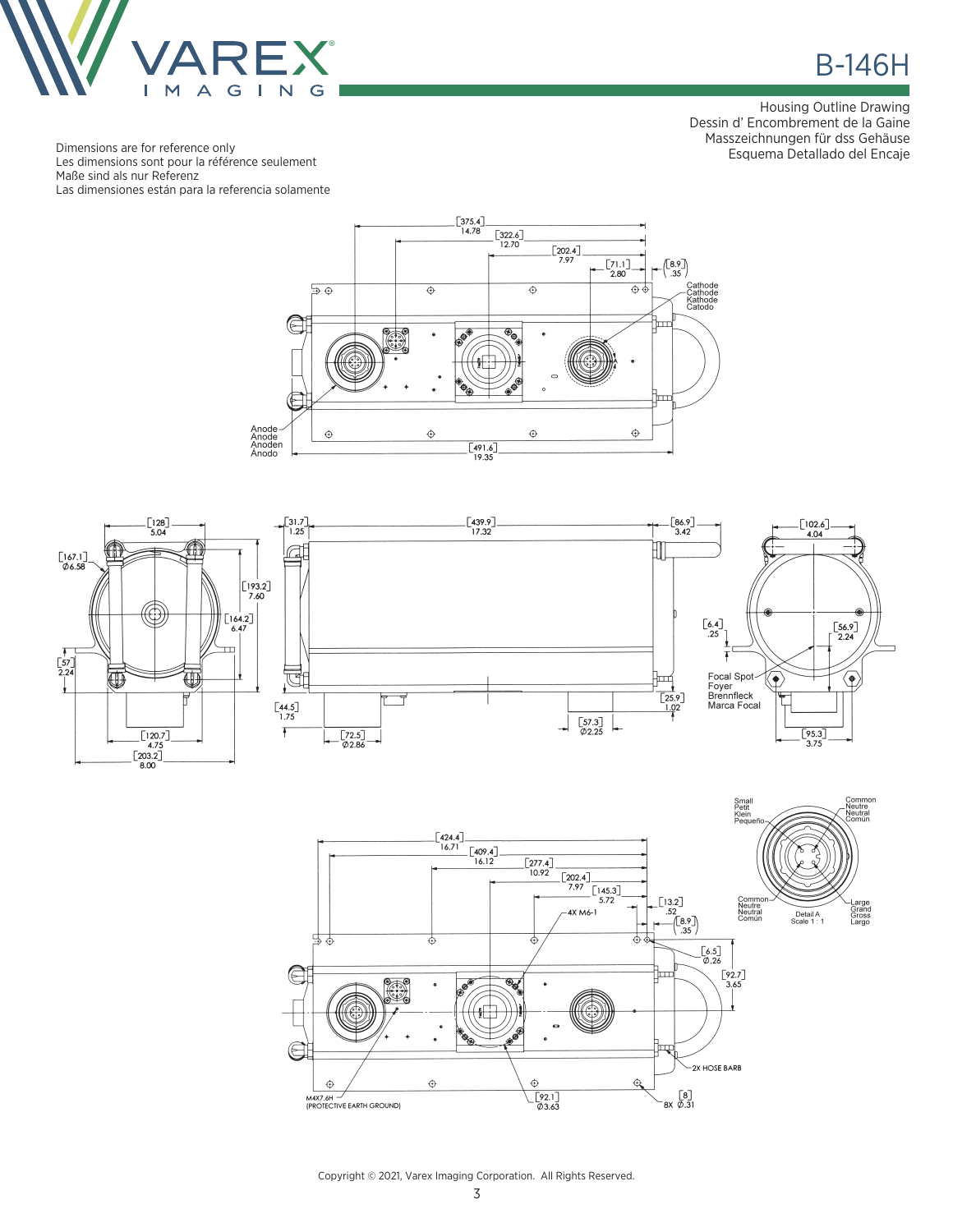# B-146H

Housing Outline Drawing
Dessin d' Encombrement de la Gaine
Masszeichnungen für dss Gehäuse
Esquema Detallado del Encaje

Dimensions are for reference only
Les dimensions sont pour la référence seulement
Maße sind als nur Referenz
Las dimensiones están para la referencia solamente

[375.4] 14.78
[322.6] 12.70
[202.4] 7.97
[71.1] 2.80
[8.9] .35

Cathode
Cathode
Kathode
Catodo

Anode
Anode
Anoden
Ánodo

[491.6] 19.35

[128] 5.04
[167.1] Ø6.58
[193.2] 7.60
[164.2] 6.47
[57] 2.24
[120.7] 4.75
[203.2] 8.00

[31.7] 1.25
[439.9] 17.32
[86.9] 3.42
[44.5] 1.75
[72.5] Ø2.86
[25.9] 1.02
[57.3] Ø2.25

[102.6] 4.04
[6.4] .25
[56.9] 2.24

Focal Spot
Foyer
Brennfleck
Marca Focal

[95.3] 3.75

Small
Petit
Klein
Pequeño

Common
Neutre
Neutral
Común

Common
Neutre
Neutral
Común

Large
Grand
Gross
Largo

Detail A
Scale 1 : 1

[424.4] 16.71
[409.4] 16.12
[277.4] 10.92
[202.4] 7.97
[145.3] 5.72
[13.2] .52
[8.9] .35
4X M6-1
[6.5] Ø.26
[92.7] 3.65
2X HOSE BARB
M4X7.6H
(PROTECTIVE EARTH GROUND)
[92.1] Ø3.63
[8] 8X Ø.31

Copyright © 2021, Varex Imaging Corporation. All Rights Reserved.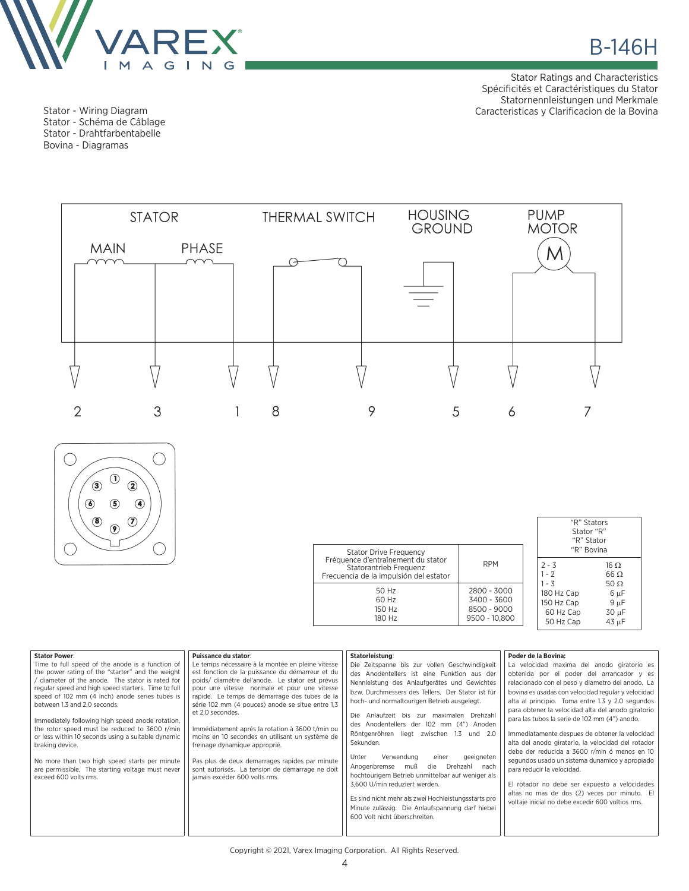# B-146H

Stator Ratings and Characteristics
Spécificités et Caractéristiques du Stator
Statornennleistungen und Merkmale
Caracteristicas y Clarificacion de la Bovina

Stator - Wiring Diagram
Stator - Schéma de Câblage
Stator - Drahtfarbentabelle
Bovina - Diagramas

STATOR — MAIN: 2, 3 — PHASE: 3, 1
THERMAL SWITCH: 8, 9
HOUSING GROUND: 5
PUMP MOTOR (M): 6, 7

| Stator Drive Frequency<br>Fréquence d'entraînement du stator<br>Statorantrieb Frequenz<br>Frecuencia de la impulsión del estator | RPM |
|---|---|
| 50 Hz | 2800 - 3000 |
| 60 Hz | 3400 - 3600 |
| 150 Hz | 8500 - 9000 |
| 180 Hz | 9500 - 10,800 |

| "R" Stators<br>Stator "R"<br>"R" Stator<br>"R" Bovina | |
|---|---|
| 2 - 3 | 16 Ω |
| 1 - 2 | 66 Ω |
| 1 - 3 | 50 Ω |
| 180 Hz Cap | 6 µF |
| 150 Hz Cap | 9 µF |
| 60 Hz Cap | 30 µF |
| 50 Hz Cap | 43 µF |

**Stator Power**:
Time to full speed of the anode is a function of the power rating of the "starter" and the weight / diameter of the anode. The stator is rated for regular speed and high speed starters. Time to full speed of 102 mm (4 inch) anode series tubes is between 1.3 and 2.0 seconds.

Immediately following high speed anode rotation, the rotor speed must be reduced to 3600 r/min or less within 10 seconds using a suitable dynamic braking device.

No more than two high speed starts per minute are permissible. The starting voltage must never exceed 600 volts rms.

**Puissance du stator**:
Le temps nécessaire à la montée en pleine vitesse est fonction de la puissance du démarreur et du poids/ diamétre del'anode. Le stator est prévus pour une vitesse normale et pour une vitesse rapide. Le temps de démarrage des tubes de la série 102 mm (4 pouces) anode se situe entre 1,3 et 2,0 secondes.

Immédiatement aprés la rotation à 3600 t/min ou moins en 10 secondes en utilisant un système de freinage dynamique approprié.

Pas plus de deux demarrages rapides par minute sont autorisés. La tension de démarrage ne doit jamais excéder 600 volts rms.

**Statorleistung**:
Die Zeitspanne bis zur vollen Geschwindigkeit des Anodentellers ist eine Funktion aus der Nennleistung des Anlaufgerätes und Gewichtes bzw. Durchmessers des Tellers. Der Stator ist für hoch- und normaltourigen Betrieb ausgelegt.

Die Anlaufzeit bis zur maximalen Drehzahl des Anodentellers der 102 mm (4") Anoden Röntgenröhren liegt zwischen 1.3 und 2.0 Sekunden.

Unter Verwendung einer geeigneten Anogenbremse muß die Drehzahl nach hochtourigem Betrieb unmittelbar auf weniger als 3,600 U/min reduziert werden.

Es sind nicht mehr als zwei Hochleistungsstarts pro Minute zulässig. Die Anlaufspannung darf hiebei 600 Volt nicht überschreiten.

**Poder de la Bovina:**
La velocidad maxima del anodo giratorio es obtenida por el poder del arrancador y es relacionado con el peso y diametro del anodo. La bovina es usadas con velocidad regular y velocidad alta al principio. Toma entre 1.3 y 2.0 segundos para obtener la velocidad alta del anodo giratorio para las tubos la serie de 102 mm (4") anodo.

Immediatamente despues de obtener la velocidad alta del anodo giratario, la velocidad del rotador debe der reducida a 3600 r/min ó menos en 10 segundos usado un sistema dunamico y apropiado para reducir la velocidad.

El rotador no debe ser expuesto a velocidades altas no mas de dos (2) veces por minuto. El voltaje inicial no debe excedir 600 voltios rms.

Copyright © 2021, Varex Imaging Corporation. All Rights Reserved.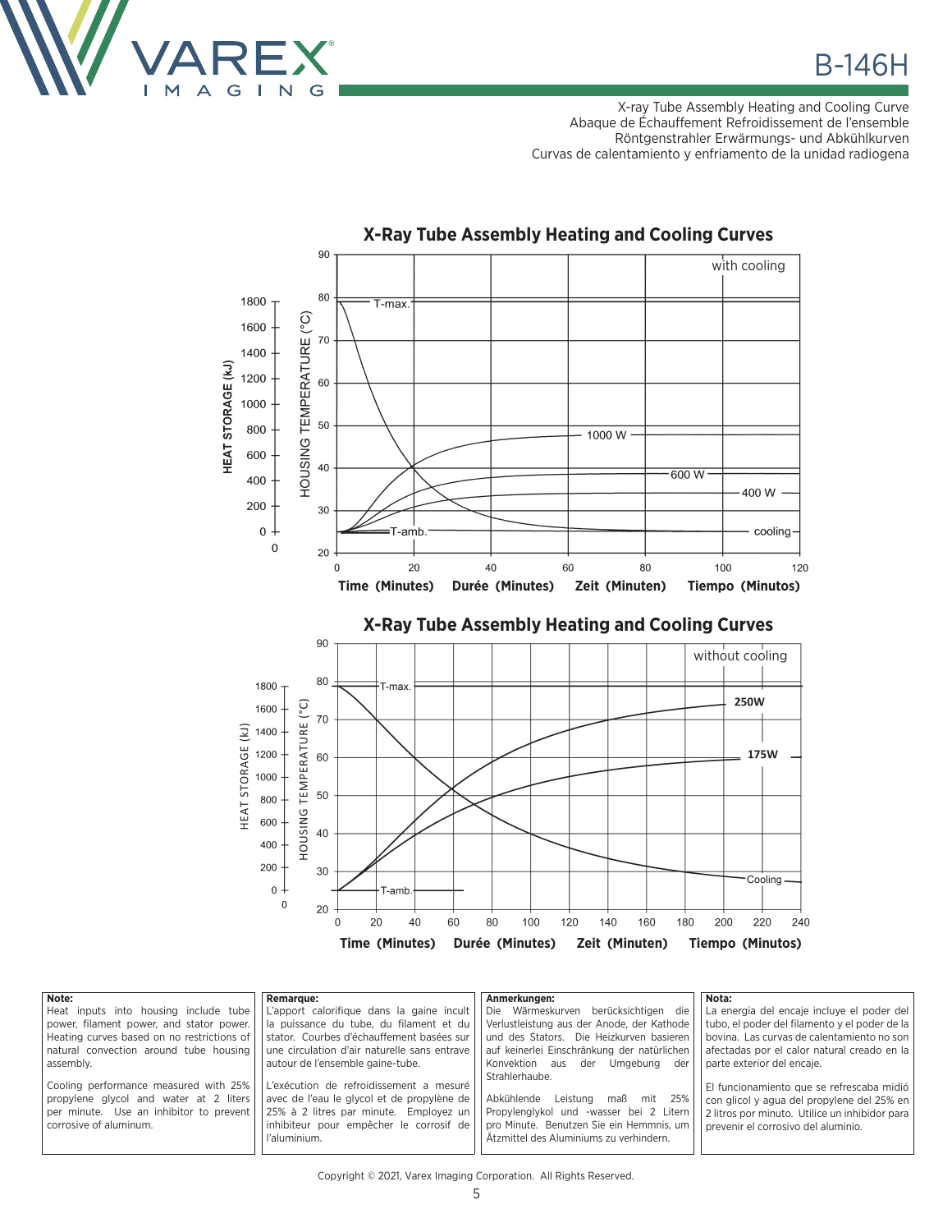# B-146H

X-ray Tube Assembly Heating and Cooling Curve
Abaque de Échauffement Refroidissement de l'ensemble
Röntgenstrahler Erwärmungs- und Abkühlkurven
Curvas de calentamiento y enfriamento de la unidad radiogena

## X-Ray Tube Assembly Heating and Cooling Curves

with cooling

HEAT STORAGE (kJ) — HOUSING TEMPERATURE (°C)

T-max., T-amb., 1000 W, 600 W, 400 W, cooling

Time (Minutes) Durée (Minutes) Zeit (Minuten) Tiempo (Minutos)

## X-Ray Tube Assembly Heating and Cooling Curves

without cooling

HEAT STORAGE (kJ) — HOUSING TEMPERATURE (°C)

T-max., T-amb., 250W, 175W, Cooling

Time (Minutes) Durée (Minutes) Zeit (Minuten) Tiempo (Minutos)

**Note:**
Heat inputs into housing include tube power, filament power, and stator power. Heating curves based on no restrictions of natural convection around tube housing assembly.

Cooling performance measured with 25% propylene glycol and water at 2 liters per minute. Use an inhibitor to prevent corrosive of aluminum.

**Remarque:**
L'apport calorifique dans la gaine incult la puissance du tube, du filament et du stator. Courbes d'échauffement basées sur une circulation d'air naturelle sans entrave autour de l'ensemble gaine-tube.

L'exécution de refroidissement a mesuré avec de l'eau le glycol et de propylène de 25% à 2 litres par minute. Employez un inhibiteur pour empêcher le corrosif de l'aluminium.

**Anmerkungen:**
Die Wärmeskurven berücksichtigen die Verlustleistung aus der Anode, der Kathode und des Stators. Die Heizkurven basieren auf keinerlei Einschränkung der natürlichen Konvektion aus der Umgebung der Strahlerhaube.

Abkühlende Leistung maß mit 25% Propylenglykol und -wasser bei 2 Litern pro Minute. Benutzen Sie ein Hemmnis, um Ätzmittel des Aluminiums zu verhindern.

**Nota:**
La energia del encaje incluye el poder del tubo, el poder del filamento y el poder de la bovina. Las curvas de calentamiento no son afectadas por el calor natural creado en la parte exterior del encaje.

El funcionamiento que se refrescaba midió con glicol y agua del propylene del 25% en 2 litros por minuto. Utilice un inhibidor para prevenir el corrosivo del aluminio.

Copyright © 2021, Varex Imaging Corporation. All Rights Reserved.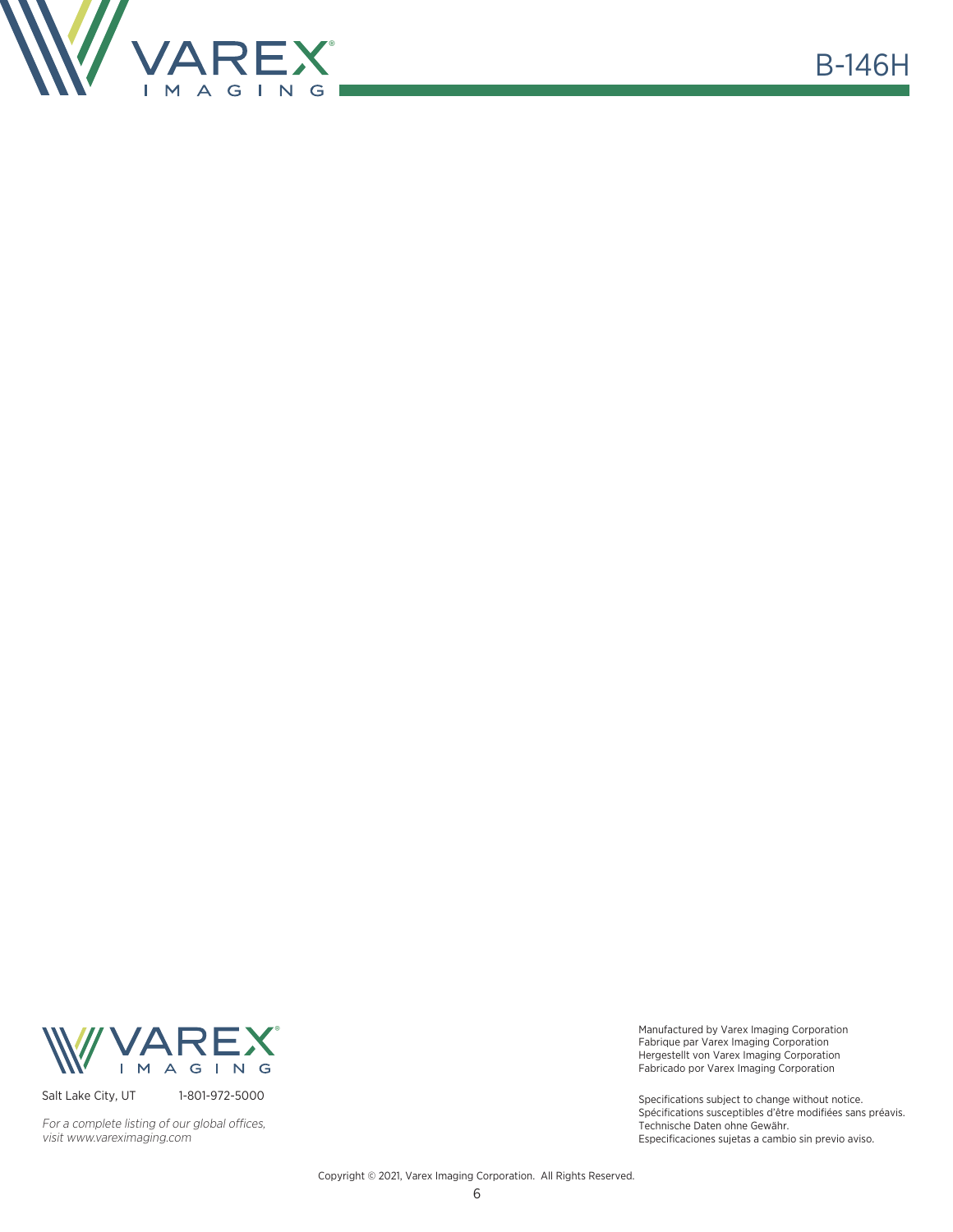Salt Lake City, UT 1-801-972-5000

*For a complete listing of our global offices, visit www.vareximaging.com*

Manufactured by Varex Imaging Corporation
Fabrique par Varex Imaging Corporation
Hergestellt von Varex Imaging Corporation
Fabricado por Varex Imaging Corporation

Specifications subject to change without notice.
Spécifications susceptibles d'être modifiées sans préavis.
Technische Daten ohne Gewähr.
Especificaciones sujetas a cambio sin previo aviso.

Copyright © 2021, Varex Imaging Corporation. All Rights Reserved.